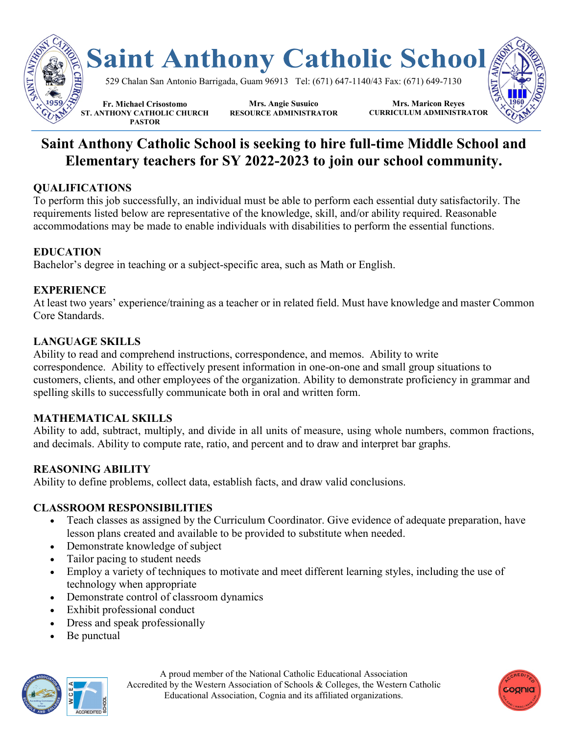# Saint Anthony Catholic School

529 Chalan San Antonio Barrigada, Guam 96913 Tel: (671) 647-1140/43 Fax: (671) 649-7130

**Fr. Michael Crisostomo**
**ST. ANTHONY CATHOLIC CHURCH PASTOR**

**Mrs. Angie Susuico**
**RESOURCE ADMINISTRATOR**

**Mrs. Maricon Reyes**
**CURRICULUM ADMINISTRATOR**

## Saint Anthony Catholic School is seeking to hire full-time Middle School and Elementary teachers for SY 2022-2023 to join our school community.

### QUALIFICATIONS

To perform this job successfully, an individual must be able to perform each essential duty satisfactorily. The requirements listed below are representative of the knowledge, skill, and/or ability required. Reasonable accommodations may be made to enable individuals with disabilities to perform the essential functions.

### EDUCATION

Bachelor's degree in teaching or a subject-specific area, such as Math or English.

### EXPERIENCE

At least two years' experience/training as a teacher or in related field. Must have knowledge and master Common Core Standards.

### LANGUAGE SKILLS

Ability to read and comprehend instructions, correspondence, and memos. Ability to write correspondence. Ability to effectively present information in one-on-one and small group situations to customers, clients, and other employees of the organization. Ability to demonstrate proficiency in grammar and spelling skills to successfully communicate both in oral and written form.

### MATHEMATICAL SKILLS

Ability to add, subtract, multiply, and divide in all units of measure, using whole numbers, common fractions, and decimals. Ability to compute rate, ratio, and percent and to draw and interpret bar graphs.

### REASONING ABILITY

Ability to define problems, collect data, establish facts, and draw valid conclusions.

### CLASSROOM RESPONSIBILITIES

- Teach classes as assigned by the Curriculum Coordinator. Give evidence of adequate preparation, have lesson plans created and available to be provided to substitute when needed.
- Demonstrate knowledge of subject
- Tailor pacing to student needs
- Employ a variety of techniques to motivate and meet different learning styles, including the use of technology when appropriate
- Demonstrate control of classroom dynamics
- Exhibit professional conduct
- Dress and speak professionally
- Be punctual

A proud member of the National Catholic Educational Association
Accredited by the Western Association of Schools & Colleges, the Western Catholic Educational Association, Cognia and its affiliated organizations.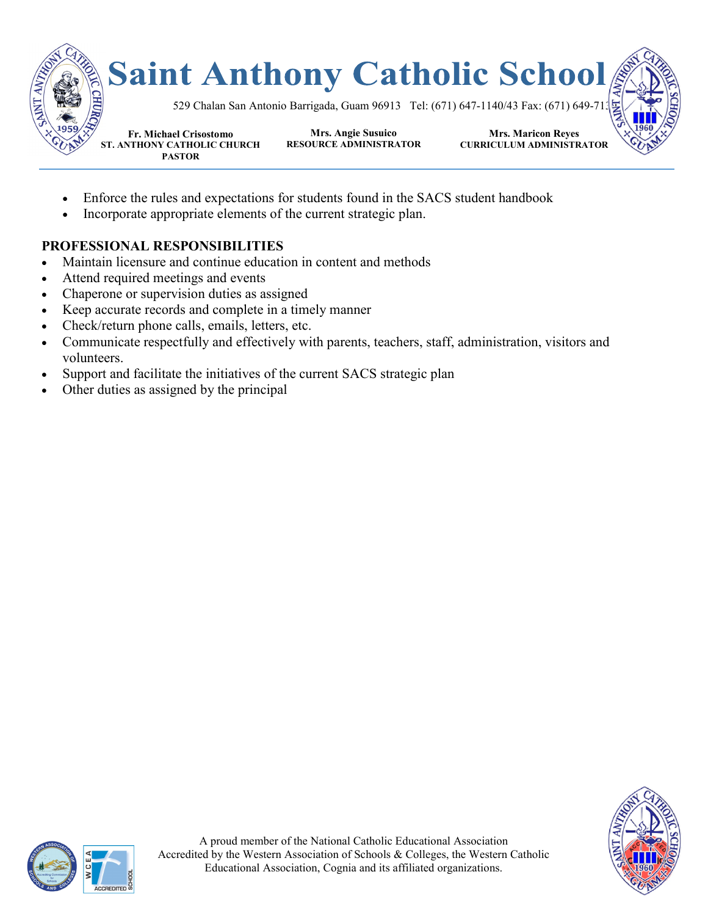- Enforce the rules and expectations for students found in the SACS student handbook
- Incorporate appropriate elements of the current strategic plan.

**PROFESSIONAL RESPONSIBILITIES**

- Maintain licensure and continue education in content and methods
- Attend required meetings and events
- Chaperone or supervision duties as assigned
- Keep accurate records and complete in a timely manner
- Check/return phone calls, emails, letters, etc.
- Communicate respectfully and effectively with parents, teachers, staff, administration, visitors and volunteers.
- Support and facilitate the initiatives of the current SACS strategic plan
- Other duties as assigned by the principal